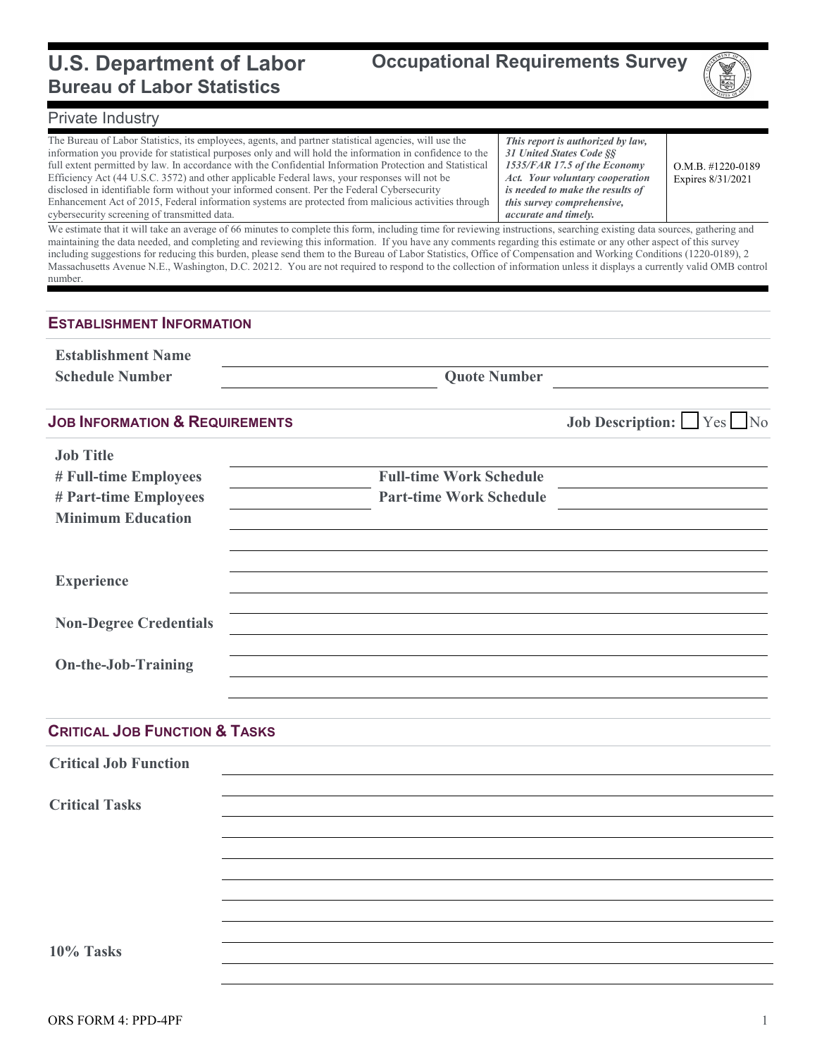# U.S. Department of Labor
## Bureau of Labor Statistics

# Occupational Requirements Survey

Private Industry

| | | |
|---|---|---|
| The Bureau of Labor Statistics, its employees, agents, and partner statistical agencies, will use the information you provide for statistical purposes only and will hold the information in confidence to the full extent permitted by law. In accordance with the Confidential Information Protection and Statistical Efficiency Act (44 U.S.C. 3572) and other applicable Federal laws, your responses will not be disclosed in identifiable form without your informed consent. Per the Federal Cybersecurity Enhancement Act of 2015, Federal information systems are protected from malicious activities through cybersecurity screening of transmitted data. | ***This report is authorized by law, 31 United States Code §§ 1535/FAR 17.5 of the Economy Act. Your voluntary cooperation is needed to make the results of this survey comprehensive, accurate and timely.*** | O.M.B. #1220-0189 Expires 8/31/2021 |

We estimate that it will take an average of 66 minutes to complete this form, including time for reviewing instructions, searching existing data sources, gathering and maintaining the data needed, and completing and reviewing this information. If you have any comments regarding this estimate or any other aspect of this survey including suggestions for reducing this burden, please send them to the Bureau of Labor Statistics, Office of Compensation and Working Conditions (1220-0189), 2 Massachusetts Avenue N.E., Washington, D.C. 20212. You are not required to respond to the collection of information unless it displays a currently valid OMB control number.

## ESTABLISHMENT INFORMATION

**Establishment Name** ______________________________

**Schedule Number** ______________ **Quote Number** ______________

## JOB INFORMATION & REQUIREMENTS

**Job Description:** ☐ Yes ☐ No

**Job Title** ______________________________

**# Full-time Employees** ______________ **Full-time Work Schedule** ______________

**# Part-time Employees** ______________ **Part-time Work Schedule** ______________

**Minimum Education** ______________________________

**Experience** ______________________________

**Non-Degree Credentials** ______________________________

**On-the-Job-Training** ______________________________

## CRITICAL JOB FUNCTION & TASKS

**Critical Job Function** ______________________________

**Critical Tasks** ______________________________

**10% Tasks** ______________________________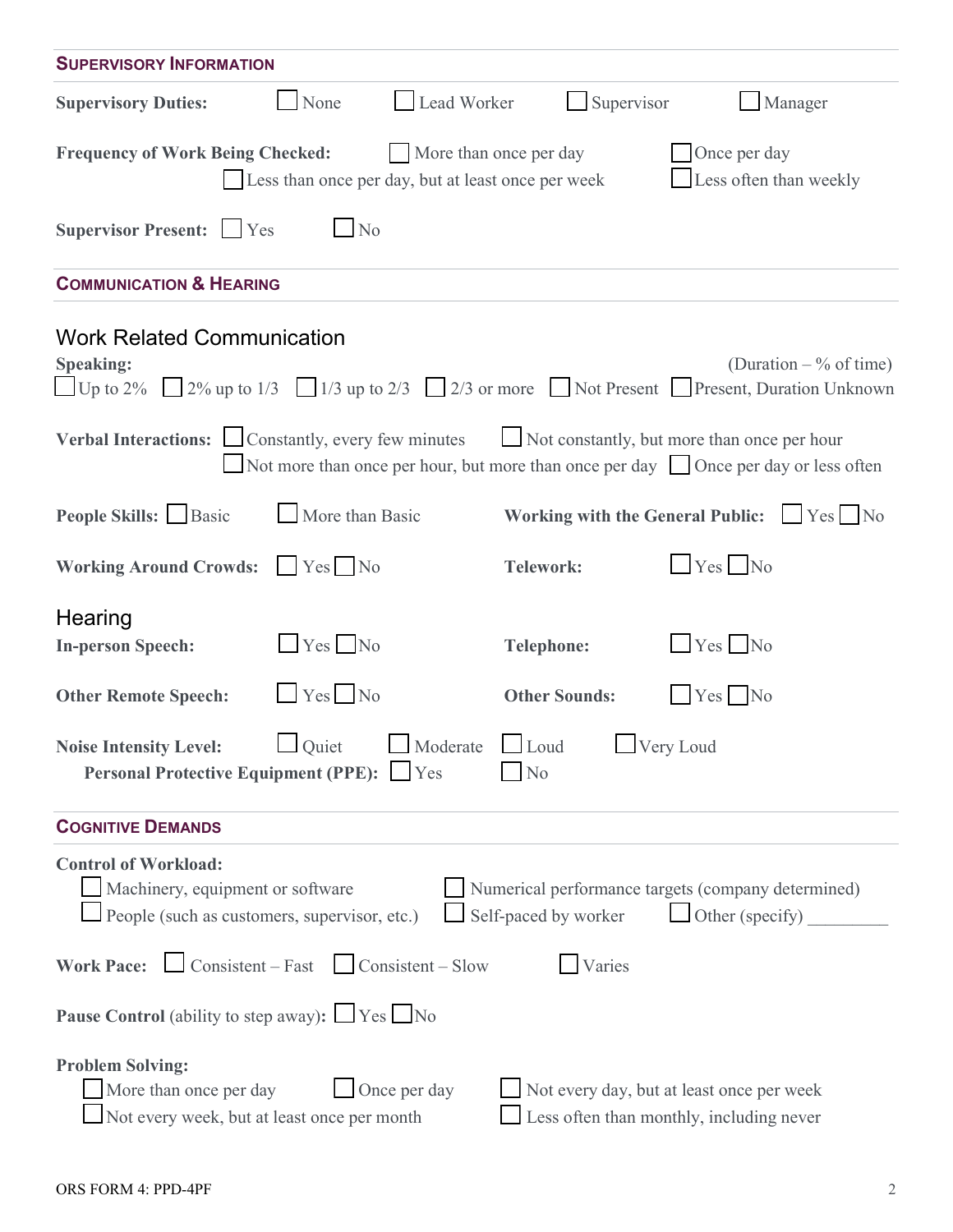## Supervisory Information

**Supervisory Duties:** ☐ None ☐ Lead Worker ☐ Supervisor ☐ Manager

**Frequency of Work Being Checked:** ☐ More than once per day ☐ Once per day ☐ Less than once per day, but at least once per week ☐ Less often than weekly

**Supervisor Present:** ☐ Yes ☐ No

## Communication & Hearing

### Work Related Communication

**Speaking:** (Duration – % of time)
☐ Up to 2% ☐ 2% up to 1/3 ☐ 1/3 up to 2/3 ☐ 2/3 or more ☐ Not Present ☐ Present, Duration Unknown

**Verbal Interactions:** ☐ Constantly, every few minutes ☐ Not constantly, but more than once per hour ☐ Not more than once per hour, but more than once per day ☐ Once per day or less often

**People Skills:** ☐ Basic ☐ More than Basic

**Working with the General Public:** ☐ Yes ☐ No

**Working Around Crowds:** ☐ Yes ☐ No

**Telework:** ☐ Yes ☐ No

### Hearing

**In-person Speech:** ☐ Yes ☐ No

**Telephone:** ☐ Yes ☐ No

**Other Remote Speech:** ☐ Yes ☐ No

**Other Sounds:** ☐ Yes ☐ No

**Noise Intensity Level:** ☐ Quiet ☐ Moderate ☐ Loud ☐ Very Loud

**Personal Protective Equipment (PPE):** ☐ Yes ☐ No

## Cognitive Demands

**Control of Workload:**
☐ Machinery, equipment or software ☐ Numerical performance targets (company determined)
☐ People (such as customers, supervisor, etc.) ☐ Self-paced by worker ☐ Other (specify) _________

**Work Pace:** ☐ Consistent – Fast ☐ Consistent – Slow ☐ Varies

**Pause Control** (ability to step away)**:** ☐ Yes ☐ No

**Problem Solving:**
☐ More than once per day ☐ Once per day ☐ Not every day, but at least once per week
☐ Not every week, but at least once per month ☐ Less often than monthly, including never

ORS FORM 4: PPD-4PF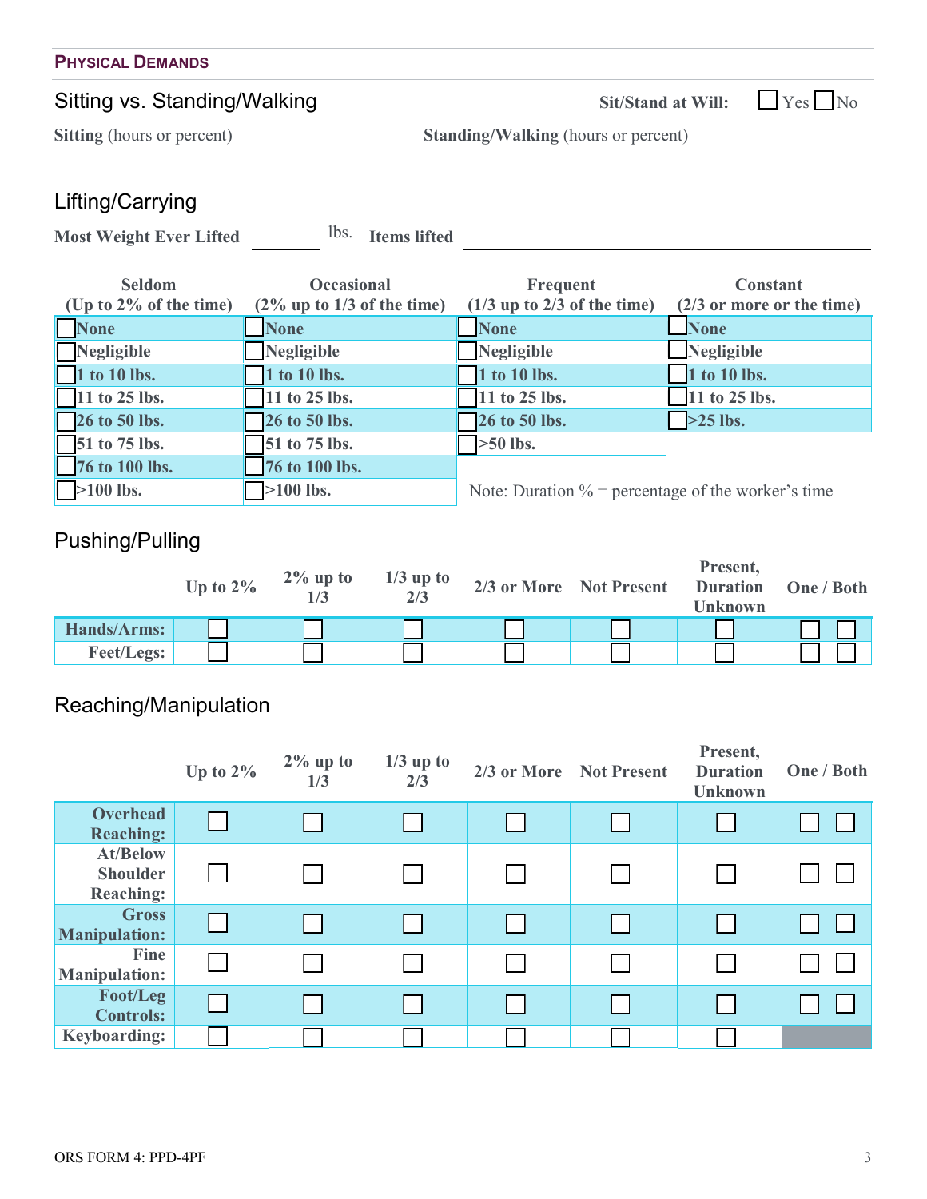## Physical Demands

### Sitting vs. Standing/Walking

**Sit/Stand at Will:** ☐ Yes ☐ No

**Sitting** (hours or percent) ____________ **Standing/Walking** (hours or percent) ____________

### Lifting/Carrying

**Most Weight Ever Lifted** ________ lbs. **Items lifted** ____________________

| Seldom (Up to 2% of the time) | Occasional (2% up to 1/3 of the time) | Frequent (1/3 up to 2/3 of the time) | Constant (2/3 or more or the time) |
|---|---|---|---|
| ☐ **None** | ☐ **None** | ☐ **None** | ☐ **None** |
| ☐ **Negligible** | ☐ **Negligible** | ☐ **Negligible** | ☐ **Negligible** |
| ☐ **1 to 10 lbs.** | ☐ **1 to 10 lbs.** | ☐ **1 to 10 lbs.** | ☐ **1 to 10 lbs.** |
| ☐ **11 to 25 lbs.** | ☐ **11 to 25 lbs.** | ☐ **11 to 25 lbs.** | ☐ **11 to 25 lbs.** |
| ☐ **26 to 50 lbs.** | ☐ **26 to 50 lbs.** | ☐ **26 to 50 lbs.** | ☐ **>25 lbs.** |
| ☐ **51 to 75 lbs.** | ☐ **51 to 75 lbs.** | ☐ **>50 lbs.** | |
| ☐ **76 to 100 lbs.** | ☐ **76 to 100 lbs.** | | |
| ☐ **>100 lbs.** | ☐ **>100 lbs.** | | |

Note: Duration % = percentage of the worker's time

### Pushing/Pulling

| | Up to 2% | 2% up to 1/3 | 1/3 up to 2/3 | 2/3 or More | Not Present | Present, Duration Unknown | One / Both |
|---|---|---|---|---|---|---|---|
| **Hands/Arms:** | ☐ | ☐ | ☐ | ☐ | ☐ | ☐ | ☐ ☐ |
| **Feet/Legs:** | ☐ | ☐ | ☐ | ☐ | ☐ | ☐ | ☐ ☐ |

### Reaching/Manipulation

| | Up to 2% | 2% up to 1/3 | 1/3 up to 2/3 | 2/3 or More | Not Present | Present, Duration Unknown | One / Both |
|---|---|---|---|---|---|---|---|
| **Overhead Reaching:** | ☐ | ☐ | ☐ | ☐ | ☐ | ☐ | ☐ ☐ |
| **At/Below Shoulder Reaching:** | ☐ | ☐ | ☐ | ☐ | ☐ | ☐ | ☐ ☐ |
| **Gross Manipulation:** | ☐ | ☐ | ☐ | ☐ | ☐ | ☐ | ☐ ☐ |
| **Fine Manipulation:** | ☐ | ☐ | ☐ | ☐ | ☐ | ☐ | ☐ ☐ |
| **Foot/Leg Controls:** | ☐ | ☐ | ☐ | ☐ | ☐ | ☐ | ☐ ☐ |
| **Keyboarding:** | ☐ | ☐ | ☐ | ☐ | ☐ | ☐ | |

ORS FORM 4: PPD-4PF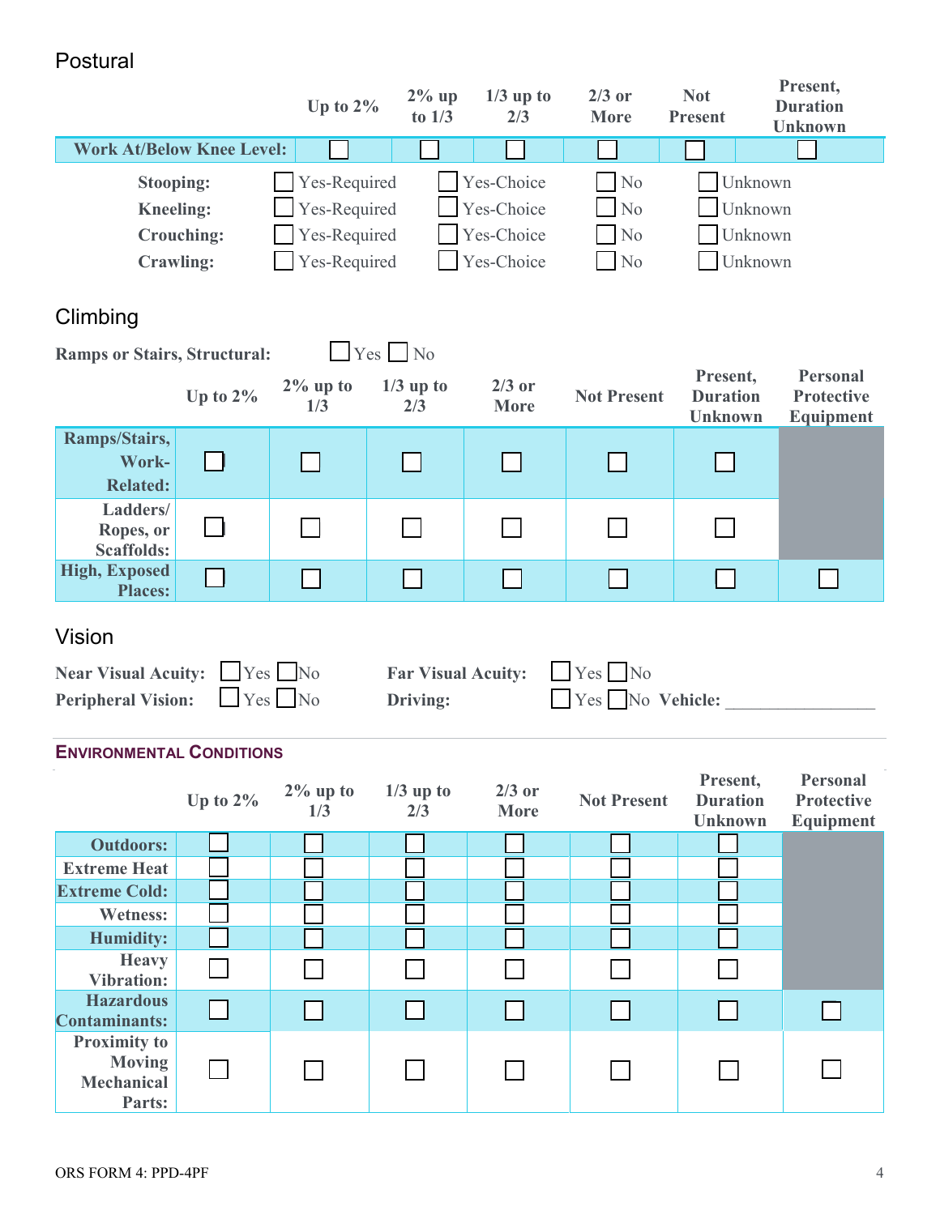## Postural

| | Up to 2% | 2% up to 1/3 | 1/3 up to 2/3 | 2/3 or More | Not Present | Present, Duration Unknown |
|---|---|---|---|---|---|---|
| **Work At/Below Knee Level:** | ☐ | ☐ | ☐ | ☐ | ☐ | ☐ |

**Stooping:** ☐ Yes-Required ☐ Yes-Choice ☐ No ☐ Unknown

**Kneeling:** ☐ Yes-Required ☐ Yes-Choice ☐ No ☐ Unknown

**Crouching:** ☐ Yes-Required ☐ Yes-Choice ☐ No ☐ Unknown

**Crawling:** ☐ Yes-Required ☐ Yes-Choice ☐ No ☐ Unknown

## Climbing

**Ramps or Stairs, Structural:** ☐ Yes ☐ No

| | Up to 2% | 2% up to 1/3 | 1/3 up to 2/3 | 2/3 or More | Not Present | Present, Duration Unknown | Personal Protective Equipment |
|---|---|---|---|---|---|---|---|
| **Ramps/Stairs, Work-Related:** | ☐ | ☐ | ☐ | ☐ | ☐ | ☐ | |
| **Ladders/ Ropes, or Scaffolds:** | ☐ | ☐ | ☐ | ☐ | ☐ | ☐ | |
| **High, Exposed Places:** | ☐ | ☐ | ☐ | ☐ | ☐ | ☐ | ☐ |

## Vision

**Near Visual Acuity:** ☐ Yes ☐ No **Far Visual Acuity:** ☐ Yes ☐ No

**Peripheral Vision:** ☐ Yes ☐ No **Driving:** ☐ Yes ☐ No **Vehicle:** ________________

## ENVIRONMENTAL CONDITIONS

| | Up to 2% | 2% up to 1/3 | 1/3 up to 2/3 | 2/3 or More | Not Present | Present, Duration Unknown | Personal Protective Equipment |
|---|---|---|---|---|---|---|---|
| **Outdoors:** | ☐ | ☐ | ☐ | ☐ | ☐ | ☐ | |
| **Extreme Heat** | ☐ | ☐ | ☐ | ☐ | ☐ | ☐ | |
| **Extreme Cold:** | ☐ | ☐ | ☐ | ☐ | ☐ | ☐ | |
| **Wetness:** | ☐ | ☐ | ☐ | ☐ | ☐ | ☐ | |
| **Humidity:** | ☐ | ☐ | ☐ | ☐ | ☐ | ☐ | |
| **Heavy Vibration:** | ☐ | ☐ | ☐ | ☐ | ☐ | ☐ | |
| **Hazardous Contaminants:** | ☐ | ☐ | ☐ | ☐ | ☐ | ☐ | ☐ |
| **Proximity to Moving Mechanical Parts:** | ☐ | ☐ | ☐ | ☐ | ☐ | ☐ | ☐ |

ORS FORM 4: PPD-4PF